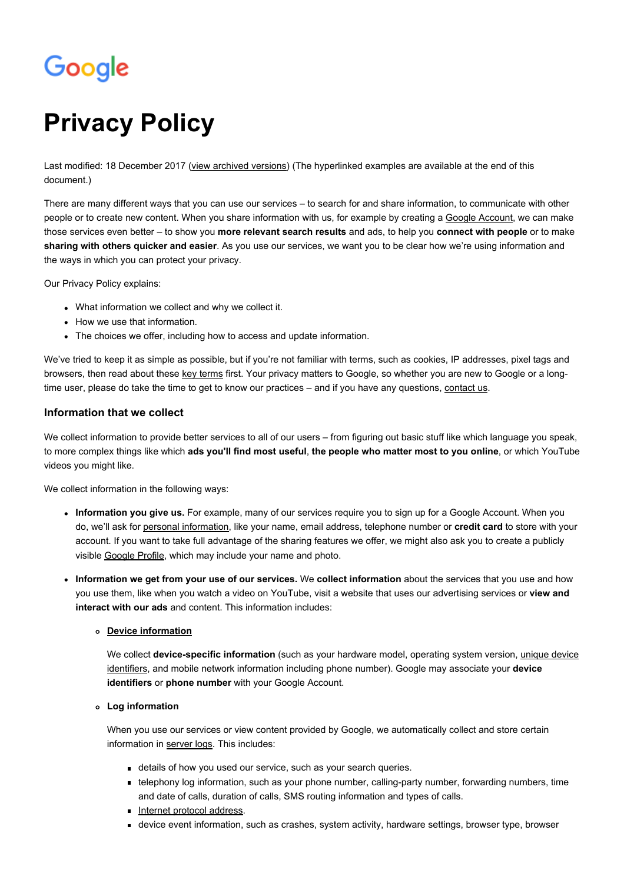Google

# Privacy Policy

Last modified: 18 December 2017 (view archived versions) (The hyperlinked examples are available at the end of this document.)

There are many different ways that you can use our services – to search for and share information, to communicate with other people or to create new content. When you share information with us, for example by creating a Google Account, we can make those services even better – to show you **more relevant search results** and ads, to help you **connect with people** or to make **sharing with others quicker and easier**. As you use our services, we want you to be clear how we're using information and the ways in which you can protect your privacy.

Our Privacy Policy explains:

- What information we collect and why we collect it.
- How we use that information.
- The choices we offer, including how to access and update information.

We've tried to keep it as simple as possible, but if you're not familiar with terms, such as cookies, IP addresses, pixel tags and browsers, then read about these key terms first. Your privacy matters to Google, so whether you are new to Google or a long-time user, please do take the time to get to know our practices – and if you have any questions, contact us.

## Information that we collect

We collect information to provide better services to all of our users – from figuring out basic stuff like which language you speak, to more complex things like which **ads you'll find most useful**, **the people who matter most to you online**, or which YouTube videos you might like.

We collect information in the following ways:

- **Information you give us.** For example, many of our services require you to sign up for a Google Account. When you do, we'll ask for personal information, like your name, email address, telephone number or **credit card** to store with your account. If you want to take full advantage of the sharing features we offer, we might also ask you to create a publicly visible Google Profile, which may include your name and photo.

- **Information we get from your use of our services.** We **collect information** about the services that you use and how you use them, like when you watch a video on YouTube, visit a website that uses our advertising services or **view and interact with our ads** and content. This information includes:

  - **Device information**

    We collect **device-specific information** (such as your hardware model, operating system version, unique device identifiers, and mobile network information including phone number). Google may associate your **device identifiers** or **phone number** with your Google Account.

  - **Log information**

    When you use our services or view content provided by Google, we automatically collect and store certain information in server logs. This includes:

    - details of how you used our service, such as your search queries.
    - telephony log information, such as your phone number, calling-party number, forwarding numbers, time and date of calls, duration of calls, SMS routing information and types of calls.
    - Internet protocol address.
    - device event information, such as crashes, system activity, hardware settings, browser type, browser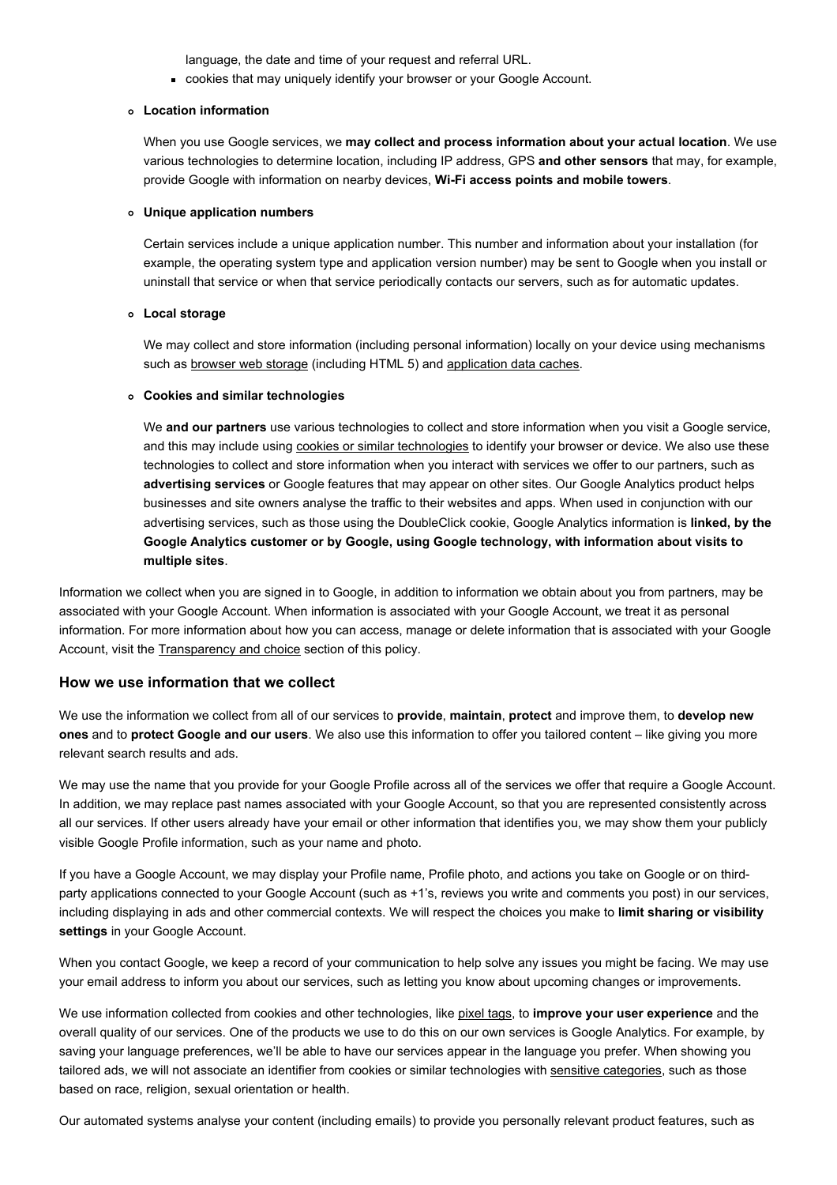language, the date and time of your request and referral URL.
    - cookies that may uniquely identify your browser or your Google Account.

- **Location information**

  When you use Google services, we **may collect and process information about your actual location**. We use various technologies to determine location, including IP address, GPS **and other sensors** that may, for example, provide Google with information on nearby devices, **Wi-Fi access points and mobile towers**.

- **Unique application numbers**

  Certain services include a unique application number. This number and information about your installation (for example, the operating system type and application version number) may be sent to Google when you install or uninstall that service or when that service periodically contacts our servers, such as for automatic updates.

- **Local storage**

  We may collect and store information (including personal information) locally on your device using mechanisms such as browser web storage (including HTML 5) and application data caches.

- **Cookies and similar technologies**

  We **and our partners** use various technologies to collect and store information when you visit a Google service, and this may include using cookies or similar technologies to identify your browser or device. We also use these technologies to collect and store information when you interact with services we offer to our partners, such as **advertising services** or Google features that may appear on other sites. Our Google Analytics product helps businesses and site owners analyse the traffic to their websites and apps. When used in conjunction with our advertising services, such as those using the DoubleClick cookie, Google Analytics information is **linked, by the Google Analytics customer or by Google, using Google technology, with information about visits to multiple sites**.

Information we collect when you are signed in to Google, in addition to information we obtain about you from partners, may be associated with your Google Account. When information is associated with your Google Account, we treat it as personal information. For more information about how you can access, manage or delete information that is associated with your Google Account, visit the Transparency and choice section of this policy.

## How we use information that we collect

We use the information we collect from all of our services to **provide**, **maintain**, **protect** and improve them, to **develop new ones** and to **protect Google and our users**. We also use this information to offer you tailored content – like giving you more relevant search results and ads.

We may use the name that you provide for your Google Profile across all of the services we offer that require a Google Account. In addition, we may replace past names associated with your Google Account, so that you are represented consistently across all our services. If other users already have your email or other information that identifies you, we may show them your publicly visible Google Profile information, such as your name and photo.

If you have a Google Account, we may display your Profile name, Profile photo, and actions you take on Google or on third-party applications connected to your Google Account (such as +1's, reviews you write and comments you post) in our services, including displaying in ads and other commercial contexts. We will respect the choices you make to **limit sharing or visibility settings** in your Google Account.

When you contact Google, we keep a record of your communication to help solve any issues you might be facing. We may use your email address to inform you about our services, such as letting you know about upcoming changes or improvements.

We use information collected from cookies and other technologies, like pixel tags, to **improve your user experience** and the overall quality of our services. One of the products we use to do this on our own services is Google Analytics. For example, by saving your language preferences, we'll be able to have our services appear in the language you prefer. When showing you tailored ads, we will not associate an identifier from cookies or similar technologies with sensitive categories, such as those based on race, religion, sexual orientation or health.

Our automated systems analyse your content (including emails) to provide you personally relevant product features, such as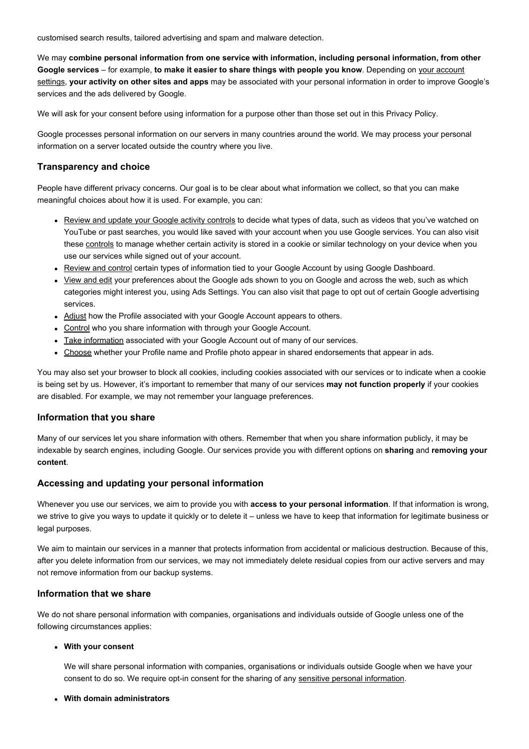customised search results, tailored advertising and spam and malware detection.

We may **combine personal information from one service with information, including personal information, from other Google services** – for example, **to make it easier to share things with people you know**. Depending on your account settings, **your activity on other sites and apps** may be associated with your personal information in order to improve Google's services and the ads delivered by Google.

We will ask for your consent before using information for a purpose other than those set out in this Privacy Policy.

Google processes personal information on our servers in many countries around the world. We may process your personal information on a server located outside the country where you live.

### Transparency and choice

People have different privacy concerns. Our goal is to be clear about what information we collect, so that you can make meaningful choices about how it is used. For example, you can:

- Review and update your Google activity controls to decide what types of data, such as videos that you've watched on YouTube or past searches, you would like saved with your account when you use Google services. You can also visit these controls to manage whether certain activity is stored in a cookie or similar technology on your device when you use our services while signed out of your account.
- Review and control certain types of information tied to your Google Account by using Google Dashboard.
- View and edit your preferences about the Google ads shown to you on Google and across the web, such as which categories might interest you, using Ads Settings. You can also visit that page to opt out of certain Google advertising services.
- Adjust how the Profile associated with your Google Account appears to others.
- Control who you share information with through your Google Account.
- Take information associated with your Google Account out of many of our services.
- Choose whether your Profile name and Profile photo appear in shared endorsements that appear in ads.

You may also set your browser to block all cookies, including cookies associated with our services or to indicate when a cookie is being set by us. However, it's important to remember that many of our services **may not function properly** if your cookies are disabled. For example, we may not remember your language preferences.

### Information that you share

Many of our services let you share information with others. Remember that when you share information publicly, it may be indexable by search engines, including Google. Our services provide you with different options on **sharing** and **removing your content**.

### Accessing and updating your personal information

Whenever you use our services, we aim to provide you with **access to your personal information**. If that information is wrong, we strive to give you ways to update it quickly or to delete it – unless we have to keep that information for legitimate business or legal purposes.

We aim to maintain our services in a manner that protects information from accidental or malicious destruction. Because of this, after you delete information from our services, we may not immediately delete residual copies from our active servers and may not remove information from our backup systems.

### Information that we share

We do not share personal information with companies, organisations and individuals outside of Google unless one of the following circumstances applies:

- **With your consent**

  We will share personal information with companies, organisations or individuals outside Google when we have your consent to do so. We require opt-in consent for the sharing of any sensitive personal information.

- **With domain administrators**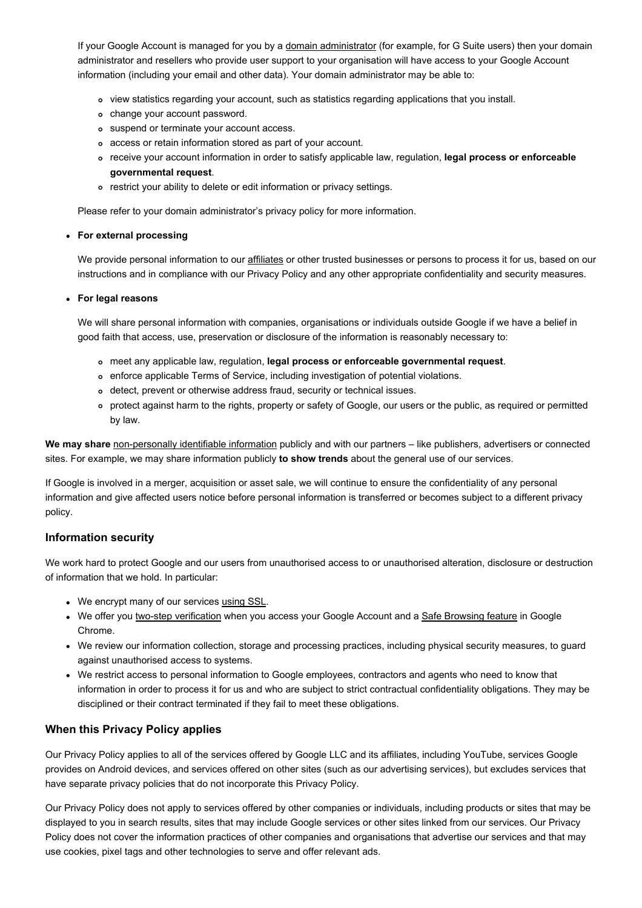If your Google Account is managed for you by a domain administrator (for example, for G Suite users) then your domain administrator and resellers who provide user support to your organisation will have access to your Google Account information (including your email and other data). Your domain administrator may be able to:

- view statistics regarding your account, such as statistics regarding applications that you install.
- change your account password.
- suspend or terminate your account access.
- access or retain information stored as part of your account.
- receive your account information in order to satisfy applicable law, regulation, **legal process or enforceable governmental request**.
- restrict your ability to delete or edit information or privacy settings.

Please refer to your domain administrator's privacy policy for more information.

- **For external processing**

  We provide personal information to our affiliates or other trusted businesses or persons to process it for us, based on our instructions and in compliance with our Privacy Policy and any other appropriate confidentiality and security measures.

- **For legal reasons**

  We will share personal information with companies, organisations or individuals outside Google if we have a belief in good faith that access, use, preservation or disclosure of the information is reasonably necessary to:

  - meet any applicable law, regulation, **legal process or enforceable governmental request**.
  - enforce applicable Terms of Service, including investigation of potential violations.
  - detect, prevent or otherwise address fraud, security or technical issues.
  - protect against harm to the rights, property or safety of Google, our users or the public, as required or permitted by law.

**We may share** non-personally identifiable information publicly and with our partners – like publishers, advertisers or connected sites. For example, we may share information publicly **to show trends** about the general use of our services.

If Google is involved in a merger, acquisition or asset sale, we will continue to ensure the confidentiality of any personal information and give affected users notice before personal information is transferred or becomes subject to a different privacy policy.

## Information security

We work hard to protect Google and our users from unauthorised access to or unauthorised alteration, disclosure or destruction of information that we hold. In particular:

- We encrypt many of our services using SSL.
- We offer you two-step verification when you access your Google Account and a Safe Browsing feature in Google Chrome.
- We review our information collection, storage and processing practices, including physical security measures, to guard against unauthorised access to systems.
- We restrict access to personal information to Google employees, contractors and agents who need to know that information in order to process it for us and who are subject to strict contractual confidentiality obligations. They may be disciplined or their contract terminated if they fail to meet these obligations.

## When this Privacy Policy applies

Our Privacy Policy applies to all of the services offered by Google LLC and its affiliates, including YouTube, services Google provides on Android devices, and services offered on other sites (such as our advertising services), but excludes services that have separate privacy policies that do not incorporate this Privacy Policy.

Our Privacy Policy does not apply to services offered by other companies or individuals, including products or sites that may be displayed to you in search results, sites that may include Google services or other sites linked from our services. Our Privacy Policy does not cover the information practices of other companies and organisations that advertise our services and that may use cookies, pixel tags and other technologies to serve and offer relevant ads.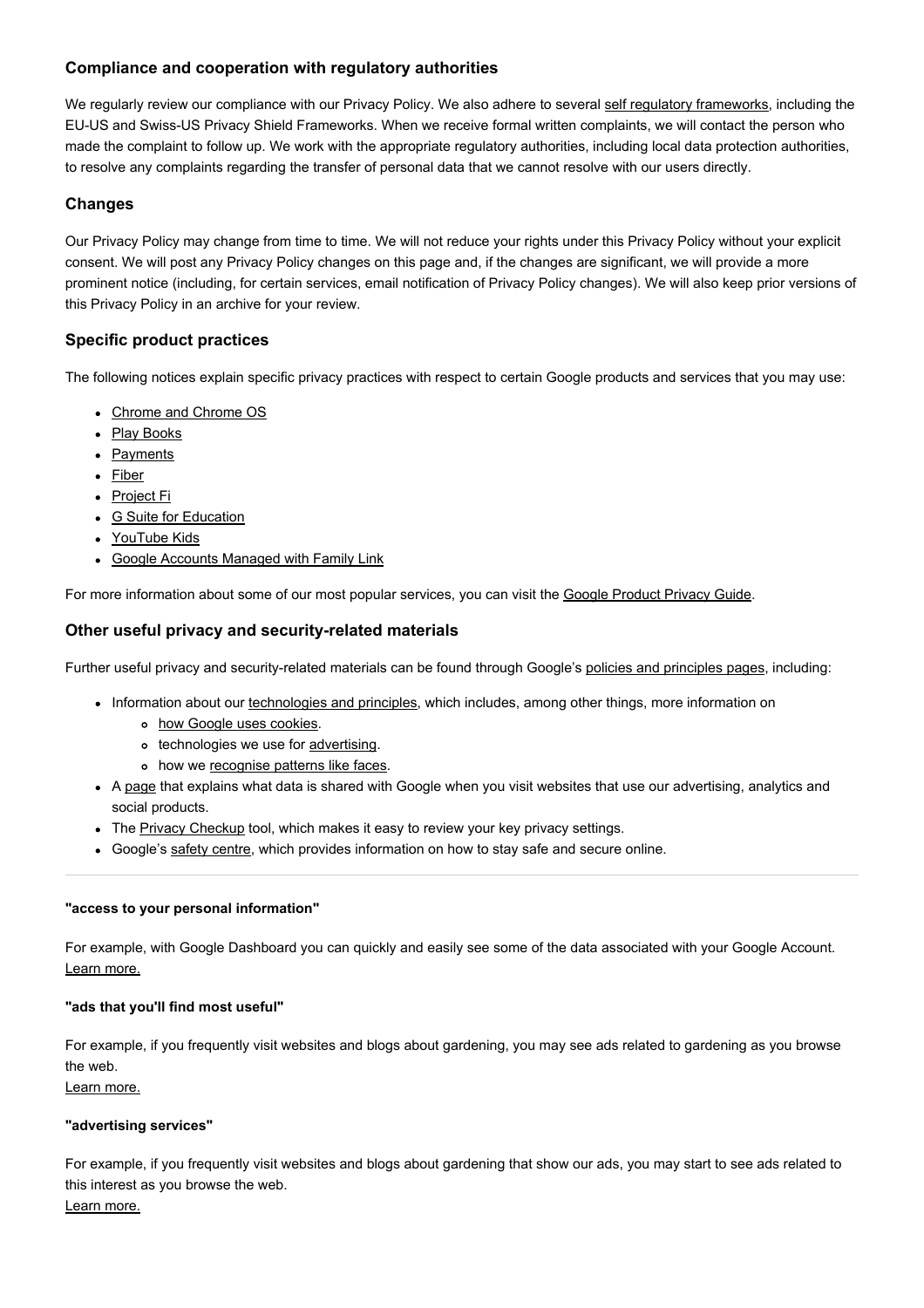### Compliance and cooperation with regulatory authorities

We regularly review our compliance with our Privacy Policy. We also adhere to several self regulatory frameworks, including the EU-US and Swiss-US Privacy Shield Frameworks. When we receive formal written complaints, we will contact the person who made the complaint to follow up. We work with the appropriate regulatory authorities, including local data protection authorities, to resolve any complaints regarding the transfer of personal data that we cannot resolve with our users directly.

### Changes

Our Privacy Policy may change from time to time. We will not reduce your rights under this Privacy Policy without your explicit consent. We will post any Privacy Policy changes on this page and, if the changes are significant, we will provide a more prominent notice (including, for certain services, email notification of Privacy Policy changes). We will also keep prior versions of this Privacy Policy in an archive for your review.

### Specific product practices

The following notices explain specific privacy practices with respect to certain Google products and services that you may use:

- Chrome and Chrome OS
- Play Books
- Payments
- Fiber
- Project Fi
- G Suite for Education
- YouTube Kids
- Google Accounts Managed with Family Link

For more information about some of our most popular services, you can visit the Google Product Privacy Guide.

### Other useful privacy and security-related materials

Further useful privacy and security-related materials can be found through Google's policies and principles pages, including:

- Information about our technologies and principles, which includes, among other things, more information on
  - how Google uses cookies.
  - technologies we use for advertising.
  - how we recognise patterns like faces.
- A page that explains what data is shared with Google when you visit websites that use our advertising, analytics and social products.
- The Privacy Checkup tool, which makes it easy to review your key privacy settings.
- Google's safety centre, which provides information on how to stay safe and secure online.

---

**"access to your personal information"**

For example, with Google Dashboard you can quickly and easily see some of the data associated with your Google Account.
Learn more.

**"ads that you'll find most useful"**

For example, if you frequently visit websites and blogs about gardening, you may see ads related to gardening as you browse the web.
Learn more.

**"advertising services"**

For example, if you frequently visit websites and blogs about gardening that show our ads, you may start to see ads related to this interest as you browse the web.
Learn more.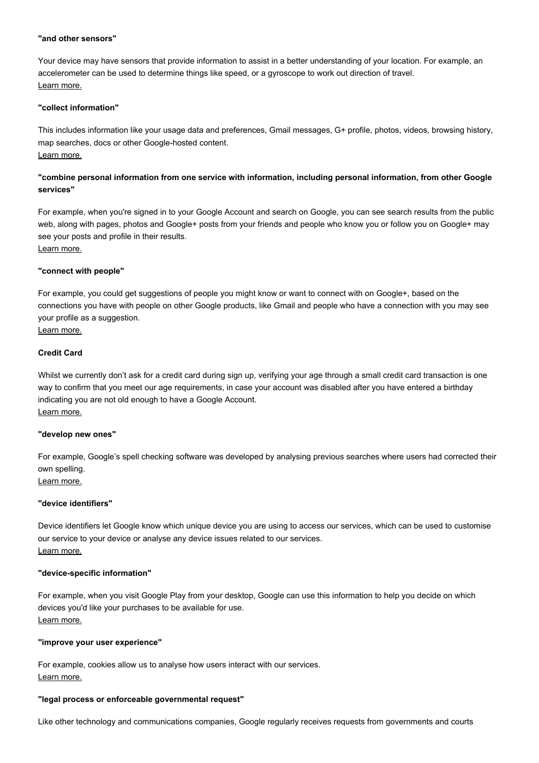**"and other sensors"**

Your device may have sensors that provide information to assist in a better understanding of your location. For example, an accelerometer can be used to determine things like speed, or a gyroscope to work out direction of travel.
Learn more.

**"collect information"**

This includes information like your usage data and preferences, Gmail messages, G+ profile, photos, videos, browsing history, map searches, docs or other Google-hosted content.
Learn more.

**"combine personal information from one service with information, including personal information, from other Google services"**

For example, when you're signed in to your Google Account and search on Google, you can see search results from the public web, along with pages, photos and Google+ posts from your friends and people who know you or follow you on Google+ may see your posts and profile in their results.
Learn more.

**"connect with people"**

For example, you could get suggestions of people you might know or want to connect with on Google+, based on the connections you have with people on other Google products, like Gmail and people who have a connection with you may see your profile as a suggestion.
Learn more.

**Credit Card**

Whilst we currently don't ask for a credit card during sign up, verifying your age through a small credit card transaction is one way to confirm that you meet our age requirements, in case your account was disabled after you have entered a birthday indicating you are not old enough to have a Google Account.
Learn more.

**"develop new ones"**

For example, Google's spell checking software was developed by analysing previous searches where users had corrected their own spelling.
Learn more.

**"device identifiers"**

Device identifiers let Google know which unique device you are using to access our services, which can be used to customise our service to your device or analyse any device issues related to our services.
Learn more.

**"device-specific information"**

For example, when you visit Google Play from your desktop, Google can use this information to help you decide on which devices you'd like your purchases to be available for use.
Learn more.

**"improve your user experience"**

For example, cookies allow us to analyse how users interact with our services.
Learn more.

**"legal process or enforceable governmental request"**

Like other technology and communications companies, Google regularly receives requests from governments and courts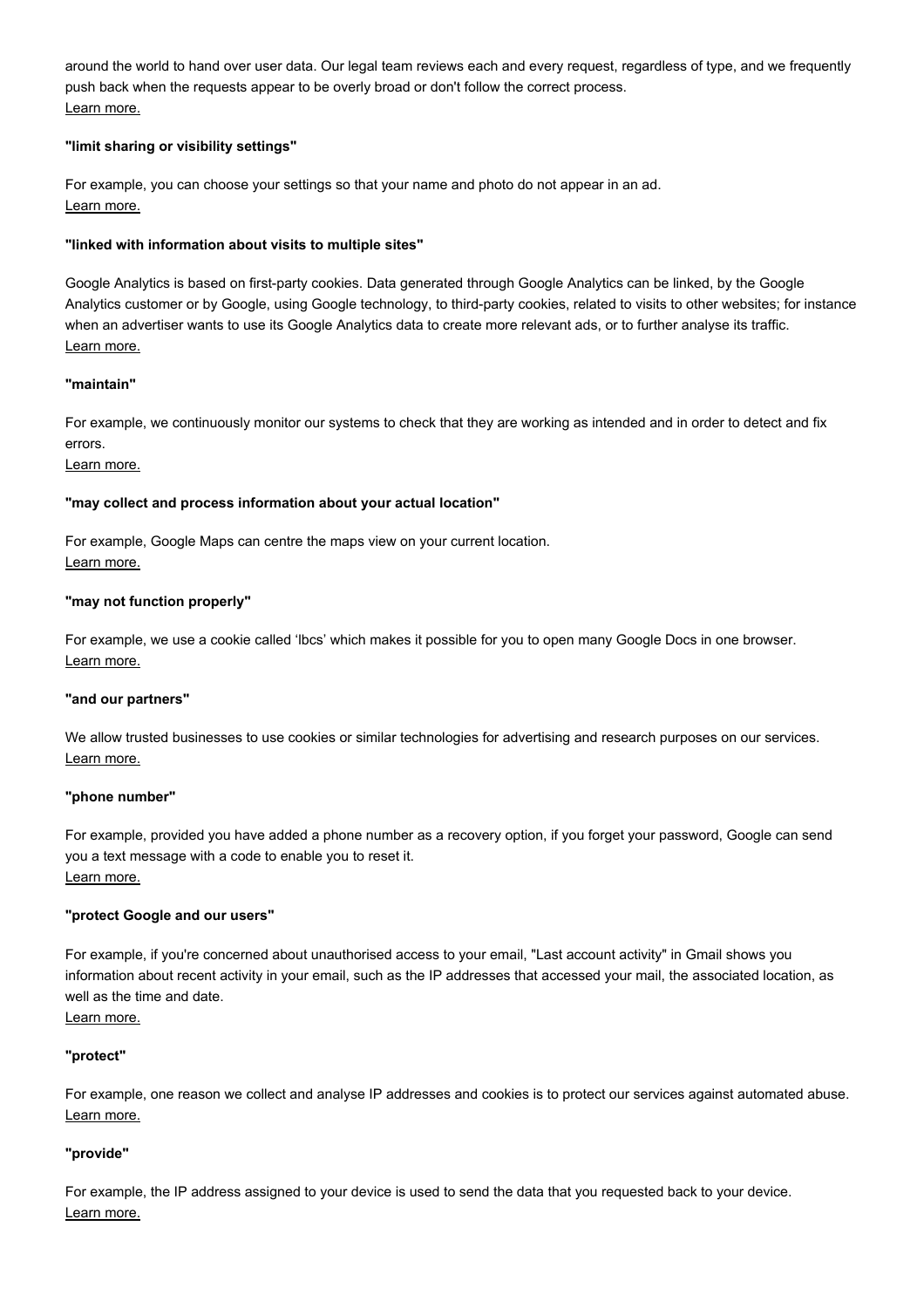around the world to hand over user data. Our legal team reviews each and every request, regardless of type, and we frequently push back when the requests appear to be overly broad or don't follow the correct process.
Learn more.

**"limit sharing or visibility settings"**

For example, you can choose your settings so that your name and photo do not appear in an ad.
Learn more.

**"linked with information about visits to multiple sites"**

Google Analytics is based on first-party cookies. Data generated through Google Analytics can be linked, by the Google Analytics customer or by Google, using Google technology, to third-party cookies, related to visits to other websites; for instance when an advertiser wants to use its Google Analytics data to create more relevant ads, or to further analyse its traffic.
Learn more.

**"maintain"**

For example, we continuously monitor our systems to check that they are working as intended and in order to detect and fix errors.
Learn more.

**"may collect and process information about your actual location"**

For example, Google Maps can centre the maps view on your current location.
Learn more.

**"may not function properly"**

For example, we use a cookie called 'lbcs' which makes it possible for you to open many Google Docs in one browser.
Learn more.

**"and our partners"**

We allow trusted businesses to use cookies or similar technologies for advertising and research purposes on our services.
Learn more.

**"phone number"**

For example, provided you have added a phone number as a recovery option, if you forget your password, Google can send you a text message with a code to enable you to reset it.
Learn more.

**"protect Google and our users"**

For example, if you're concerned about unauthorised access to your email, "Last account activity" in Gmail shows you information about recent activity in your email, such as the IP addresses that accessed your mail, the associated location, as well as the time and date.
Learn more.

**"protect"**

For example, one reason we collect and analyse IP addresses and cookies is to protect our services against automated abuse.
Learn more.

**"provide"**

For example, the IP address assigned to your device is used to send the data that you requested back to your device.
Learn more.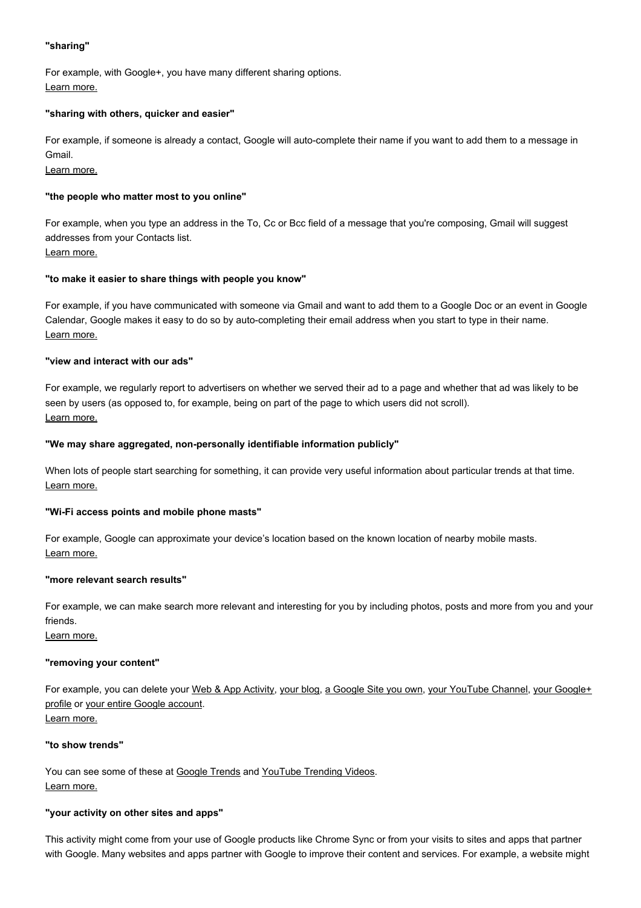**"sharing"**

For example, with Google+, you have many different sharing options.
Learn more.

**"sharing with others, quicker and easier"**

For example, if someone is already a contact, Google will auto-complete their name if you want to add them to a message in Gmail.
Learn more.

**"the people who matter most to you online"**

For example, when you type an address in the To, Cc or Bcc field of a message that you're composing, Gmail will suggest addresses from your Contacts list.
Learn more.

**"to make it easier to share things with people you know"**

For example, if you have communicated with someone via Gmail and want to add them to a Google Doc or an event in Google Calendar, Google makes it easy to do so by auto-completing their email address when you start to type in their name.
Learn more.

**"view and interact with our ads"**

For example, we regularly report to advertisers on whether we served their ad to a page and whether that ad was likely to be seen by users (as opposed to, for example, being on part of the page to which users did not scroll).
Learn more.

**"We may share aggregated, non-personally identifiable information publicly"**

When lots of people start searching for something, it can provide very useful information about particular trends at that time.
Learn more.

**"Wi-Fi access points and mobile phone masts"**

For example, Google can approximate your device's location based on the known location of nearby mobile masts.
Learn more.

**"more relevant search results"**

For example, we can make search more relevant and interesting for you by including photos, posts and more from you and your friends.
Learn more.

**"removing your content"**

For example, you can delete your Web & App Activity, your blog, a Google Site you own, your YouTube Channel, your Google+ profile or your entire Google account.
Learn more.

**"to show trends"**

You can see some of these at Google Trends and YouTube Trending Videos.
Learn more.

**"your activity on other sites and apps"**

This activity might come from your use of Google products like Chrome Sync or from your visits to sites and apps that partner with Google. Many websites and apps partner with Google to improve their content and services. For example, a website might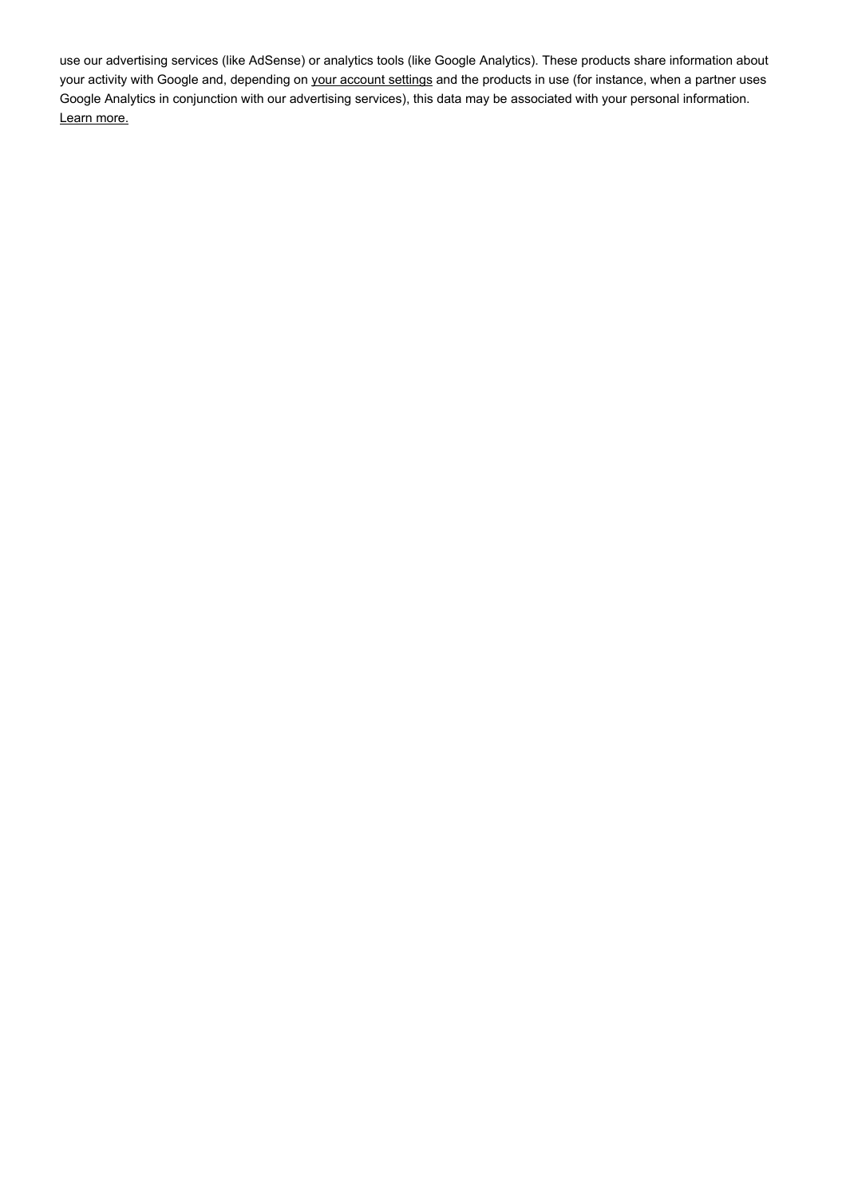use our advertising services (like AdSense) or analytics tools (like Google Analytics). These products share information about your activity with Google and, depending on your account settings and the products in use (for instance, when a partner uses Google Analytics in conjunction with our advertising services), this data may be associated with your personal information. Learn more.